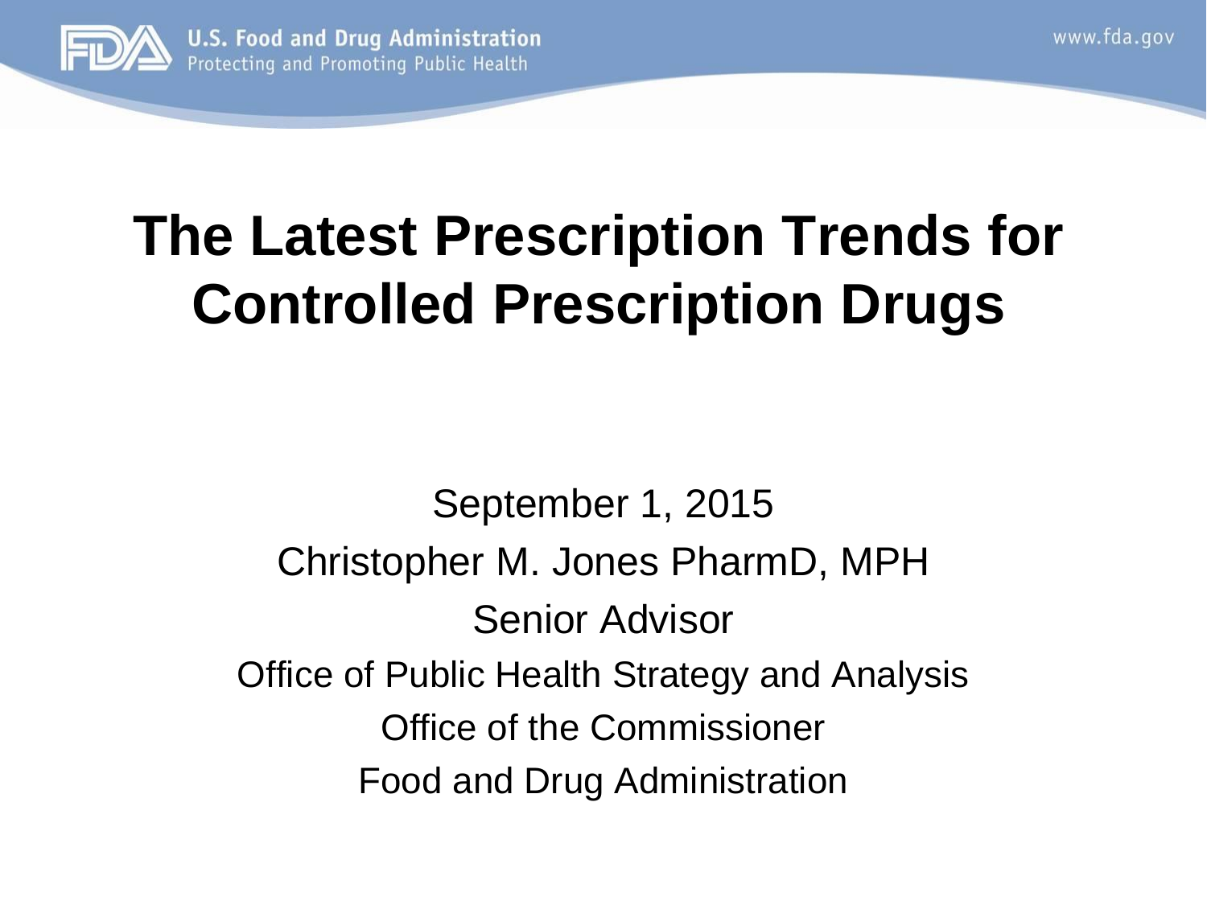# The Latest Prescription Trends for Controlled Prescription Drugs

September 1, 2015

Christopher M. Jones PharmD, MPH

Senior Advisor

Office of Public Health Strategy and Analysis

Office of the Commissioner

Food and Drug Administration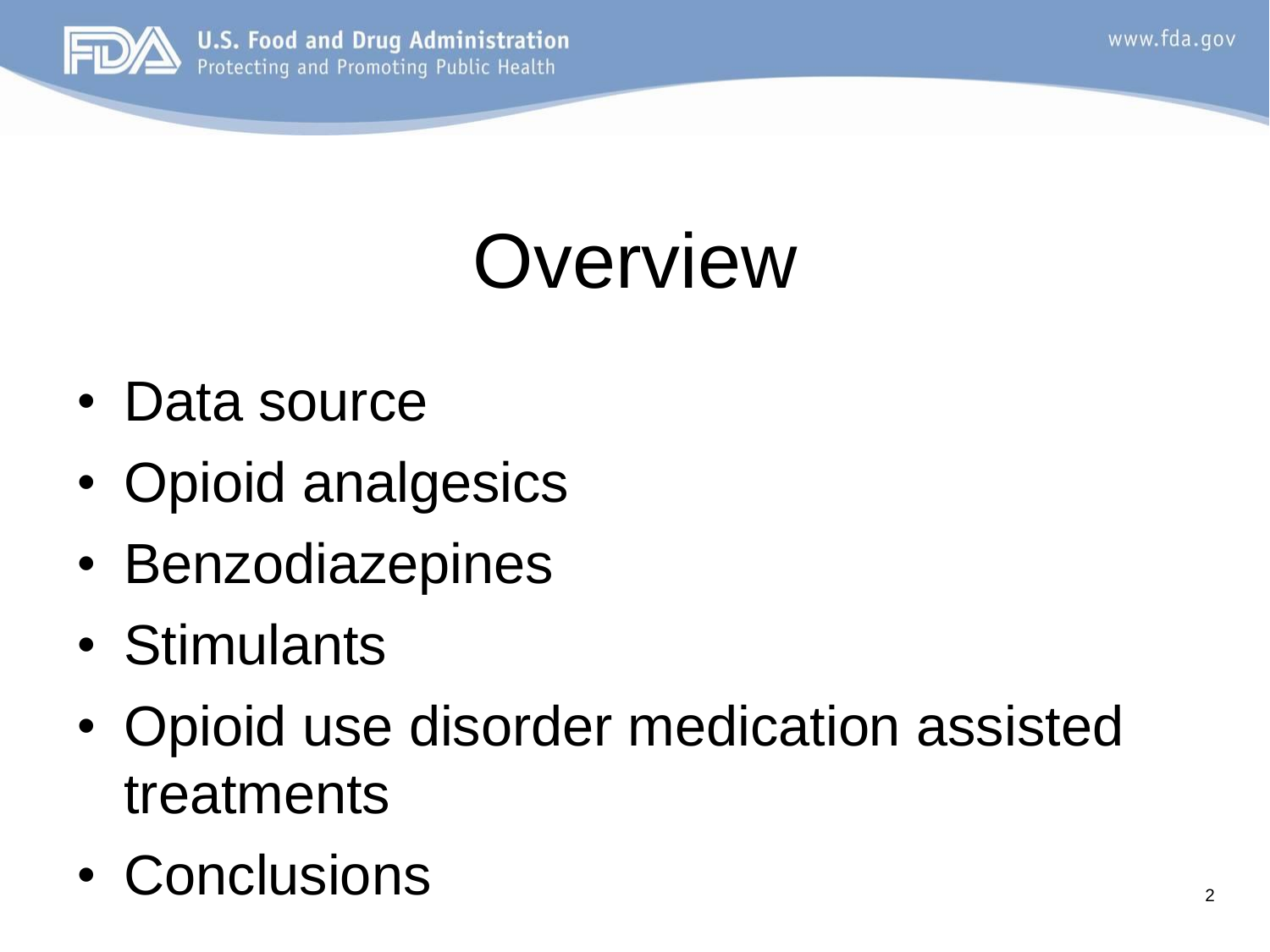# Overview

- Data source
- Opioid analgesics
- Benzodiazepines
- Stimulants
- Opioid use disorder medication assisted treatments
- Conclusions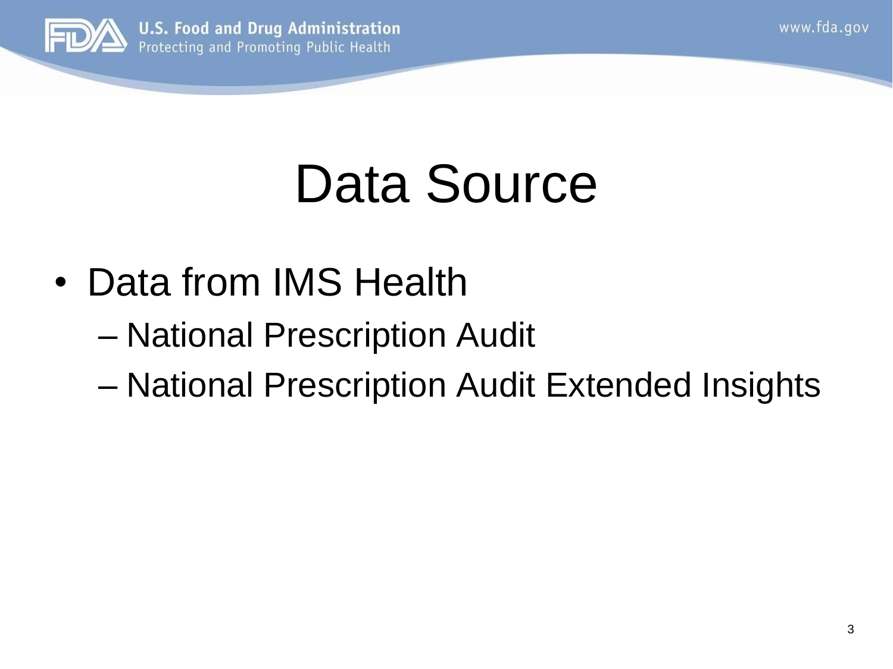# Data Source

- Data from IMS Health
  - National Prescription Audit
  - National Prescription Audit Extended Insights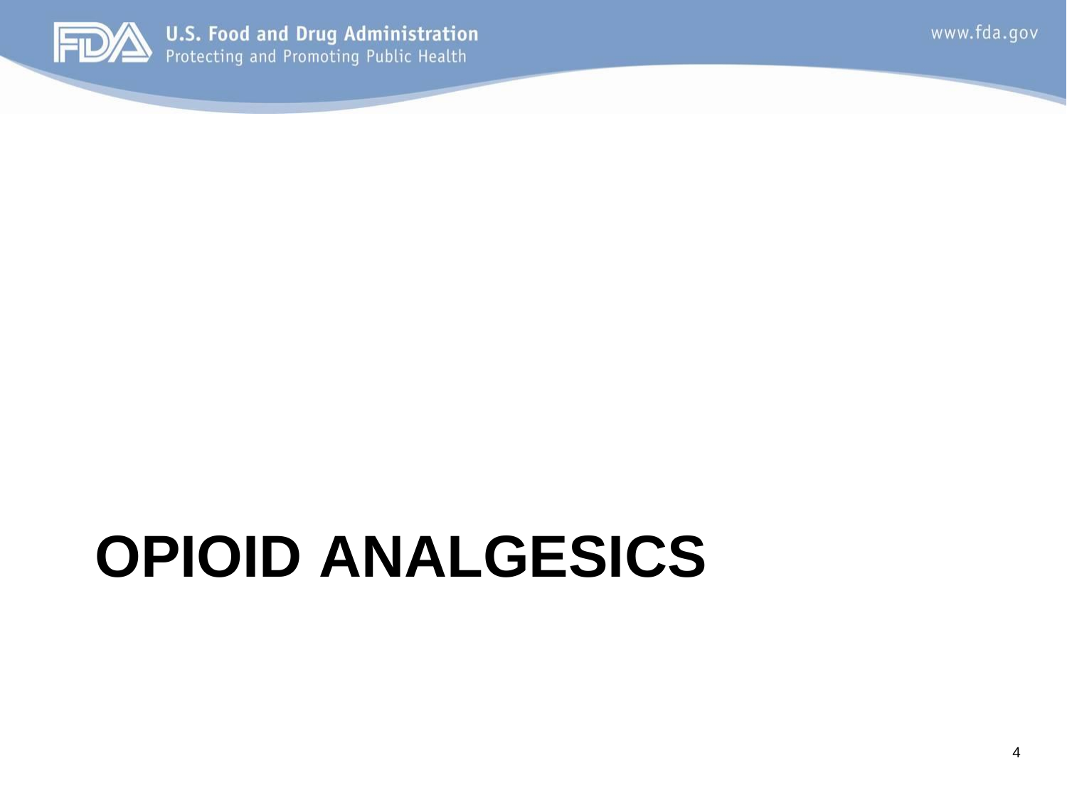# OPIOID ANALGESICS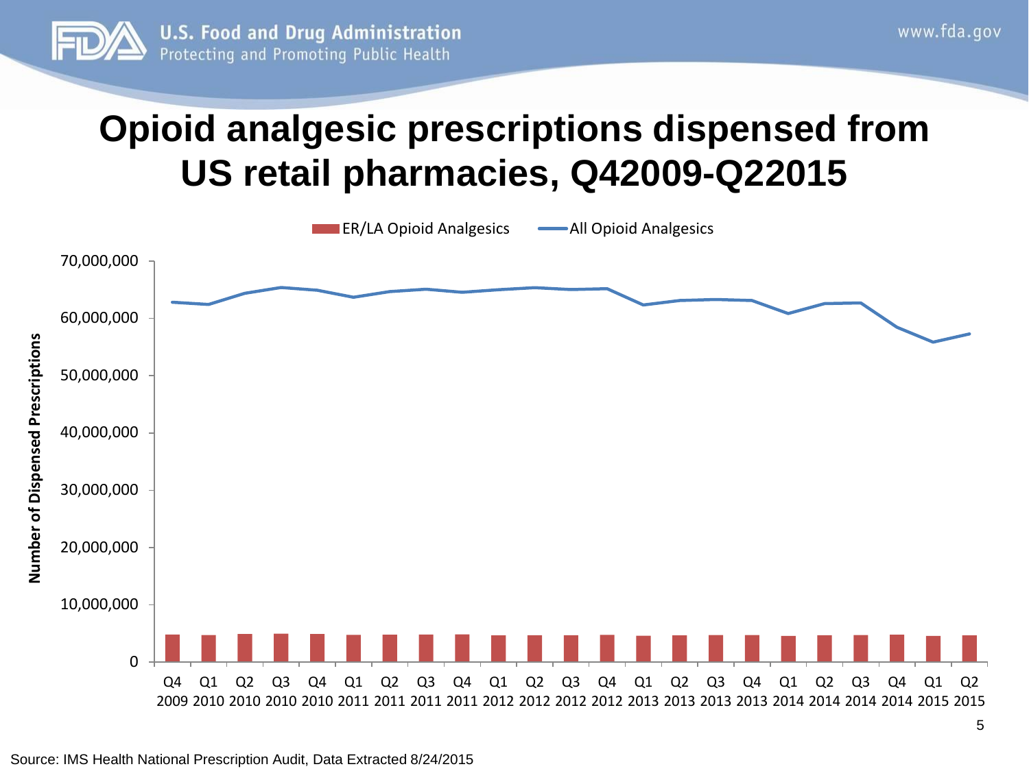# Opioid analgesic prescriptions dispensed from US retail pharmacies, Q42009-Q22015

ER/LA Opioid Analgesics — All Opioid Analgesics

Number of Dispensed Prescriptions

70,000,000
60,000,000
50,000,000
40,000,000
30,000,000
20,000,000
10,000,000
0

Q4 2009, Q1 2010, Q2 2010, Q3 2010, Q4 2010, Q1 2011, Q2 2011, Q3 2011, Q4 2011, Q1 2012, Q2 2012, Q3 2012, Q4 2012, Q1 2013, Q2 2013, Q3 2013, Q4 2013, Q1 2014, Q2 2014, Q3 2014, Q4 2014, Q1 2015, Q2 2015

Source: IMS Health National Prescription Audit, Data Extracted 8/24/2015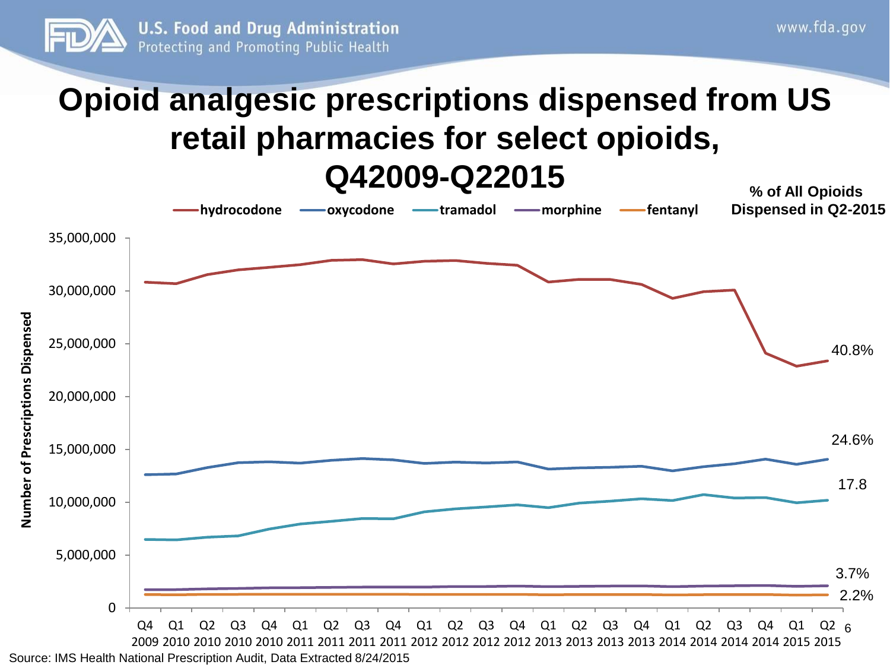# Opioid analgesic prescriptions dispensed from US retail pharmacies for select opioids, Q42009-Q22015

**% of All Opioids Dispensed in Q2-2015**

- **hydrocodone** — 40.8%
- **oxycodone** — 24.6%
- **tramadol** — 17.8
- **morphine** — 3.7%
- **fentanyl** — 2.2%

Number of Prescriptions Dispensed (0 to 35,000,000)

Q4 2009 through Q2 2015

Source: IMS Health National Prescription Audit, Data Extracted 8/24/2015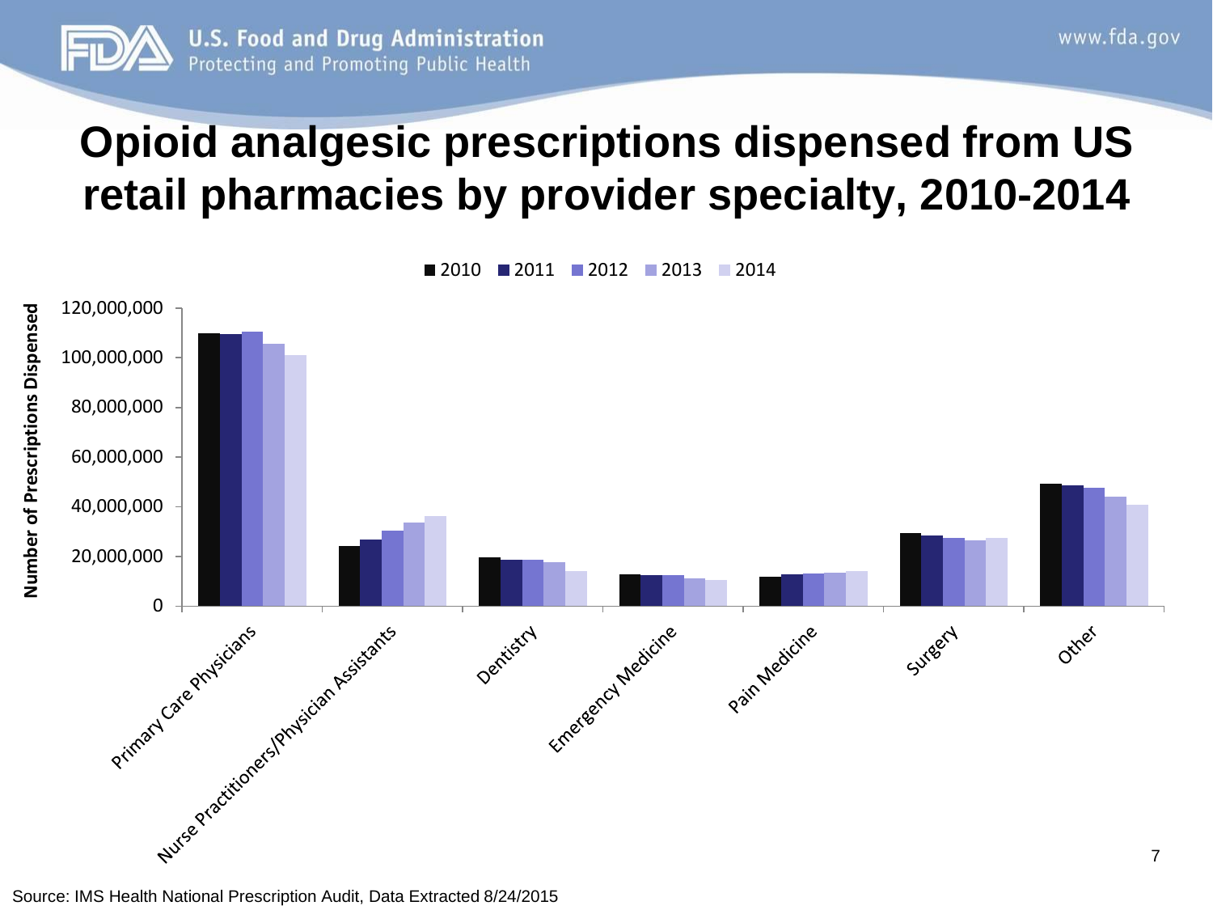# Opioid analgesic prescriptions dispensed from US retail pharmacies by provider specialty, 2010-2014

Source: IMS Health National Prescription Audit, Data Extracted 8/24/2015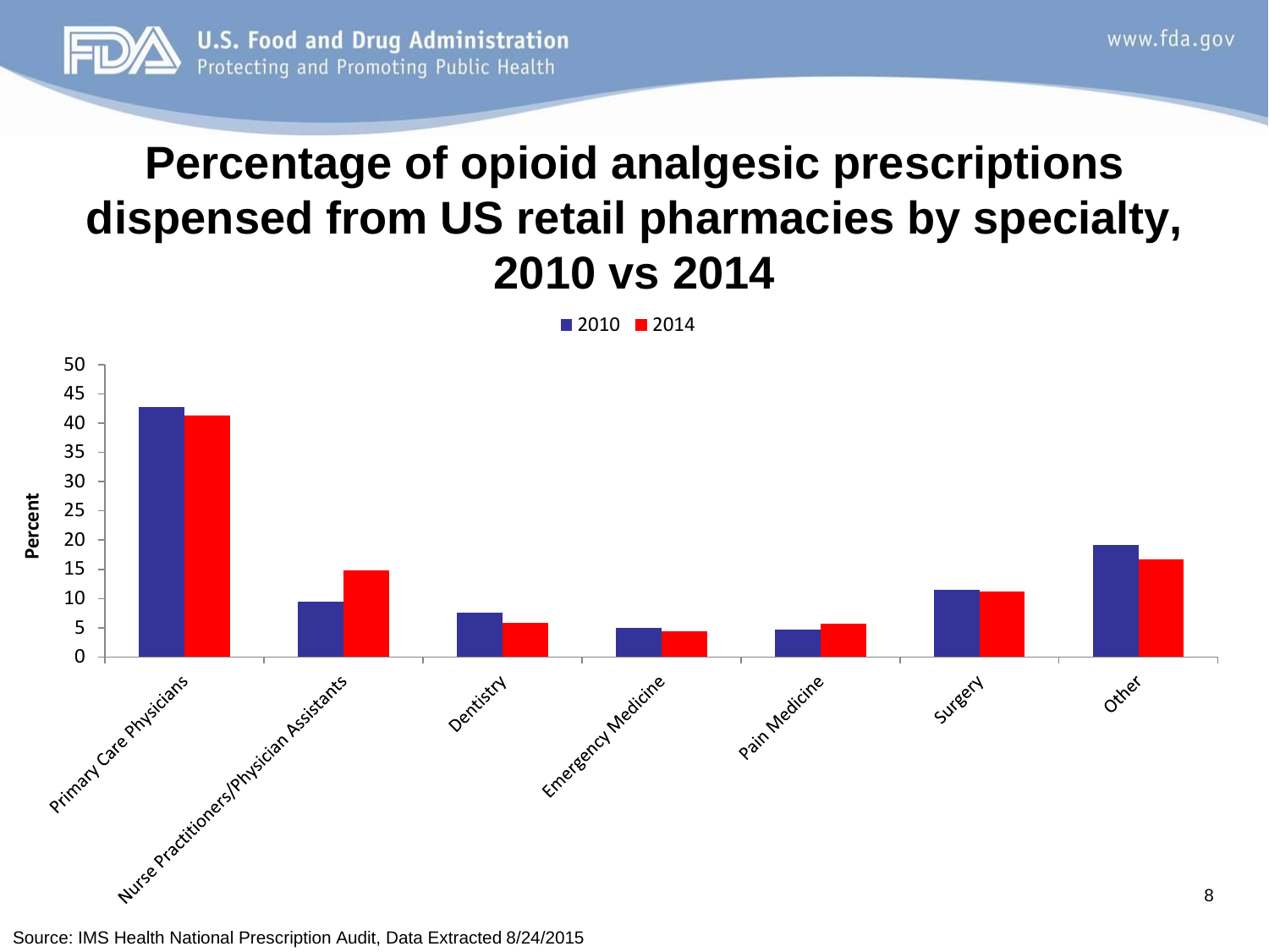# Percentage of opioid analgesic prescriptions dispensed from US retail pharmacies by specialty, 2010 vs 2014

Source: IMS Health National Prescription Audit, Data Extracted 8/24/2015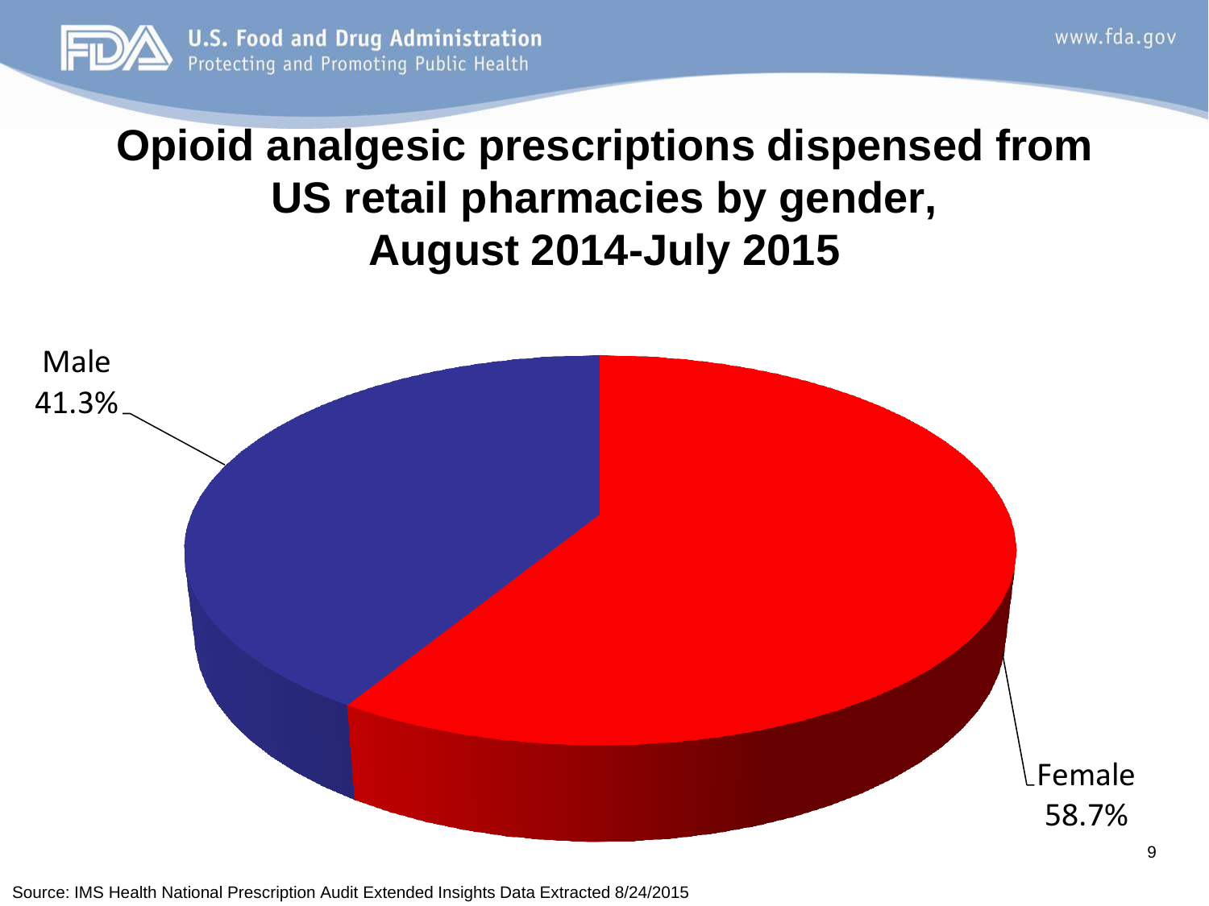# Opioid analgesic prescriptions dispensed from US retail pharmacies by gender, August 2014-July 2015

Male 41.3%

Female 58.7%

Source: IMS Health National Prescription Audit Extended Insights Data Extracted 8/24/2015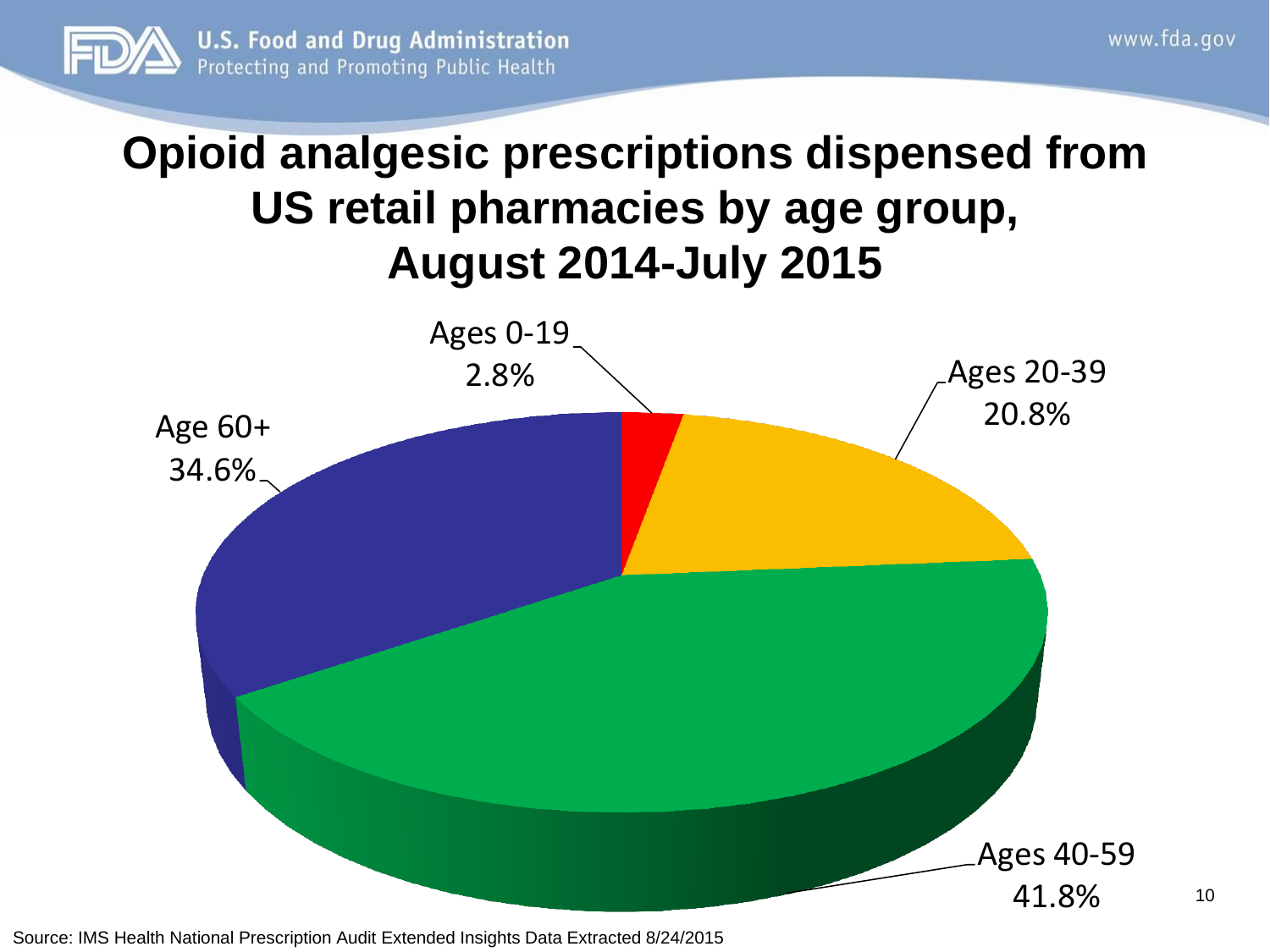# Opioid analgesic prescriptions dispensed from US retail pharmacies by age group, August 2014-July 2015

Ages 0-19
2.8%

Ages 20-39
20.8%

Age 60+
34.6%

Ages 40-59
41.8%

Source: IMS Health National Prescription Audit Extended Insights Data Extracted 8/24/2015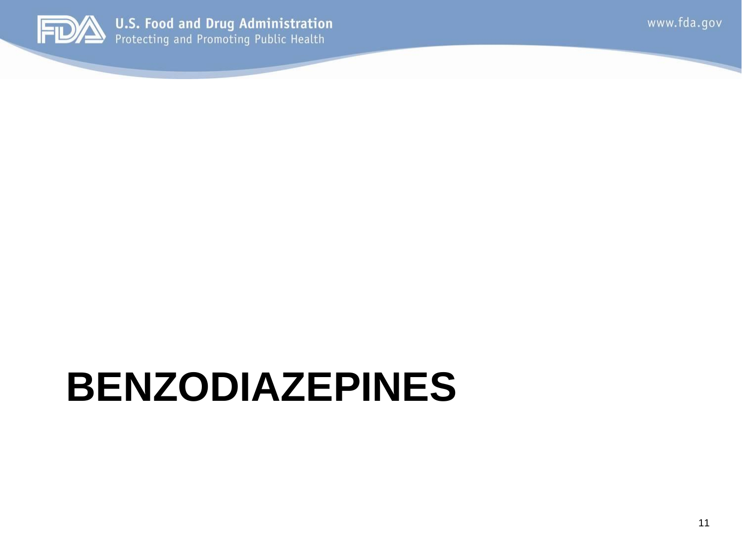# BENZODIAZEPINES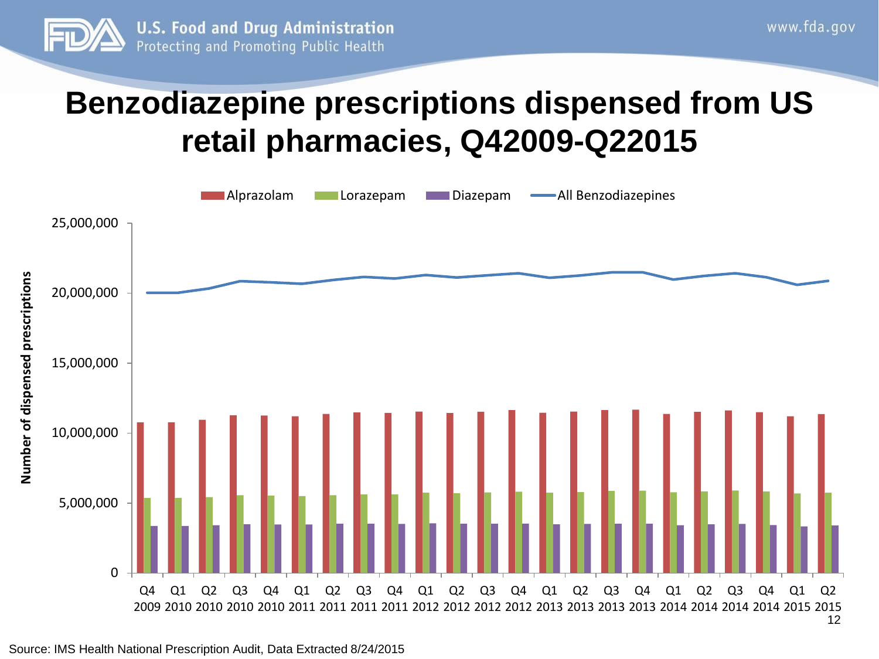# Benzodiazepine prescriptions dispensed from US retail pharmacies, Q42009-Q22015

Alprazolam | Lorazepam | Diazepam | All Benzodiazepines

Number of dispensed prescriptions

25,000,000
20,000,000
15,000,000
10,000,000
5,000,000
0

Q4 2009 | Q1 2010 | Q2 2010 | Q3 2010 | Q4 2010 | Q1 2011 | Q2 2011 | Q3 2011 | Q4 2011 | Q1 2012 | Q2 2012 | Q3 2012 | Q4 2012 | Q1 2013 | Q2 2013 | Q3 2013 | Q4 2013 | Q1 2014 | Q2 2014 | Q3 2014 | Q4 2014 | Q1 2015 | Q2 2015

Source: IMS Health National Prescription Audit, Data Extracted 8/24/2015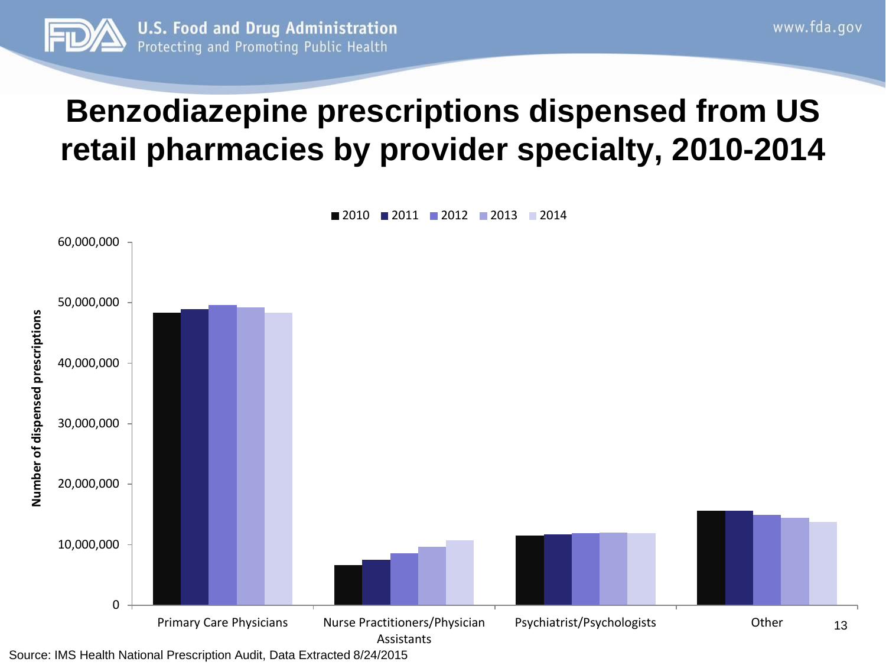# Benzodiazepine prescriptions dispensed from US retail pharmacies by provider specialty, 2010-2014

■ 2010 ■ 2011 ■ 2012 ■ 2013 ■ 2014

Number of dispensed prescriptions

60,000,000
50,000,000
40,000,000
30,000,000
20,000,000
10,000,000
0

Primary Care Physicians | Nurse Practitioners/Physician Assistants | Psychiatrist/Psychologists | Other

Source: IMS Health National Prescription Audit, Data Extracted 8/24/2015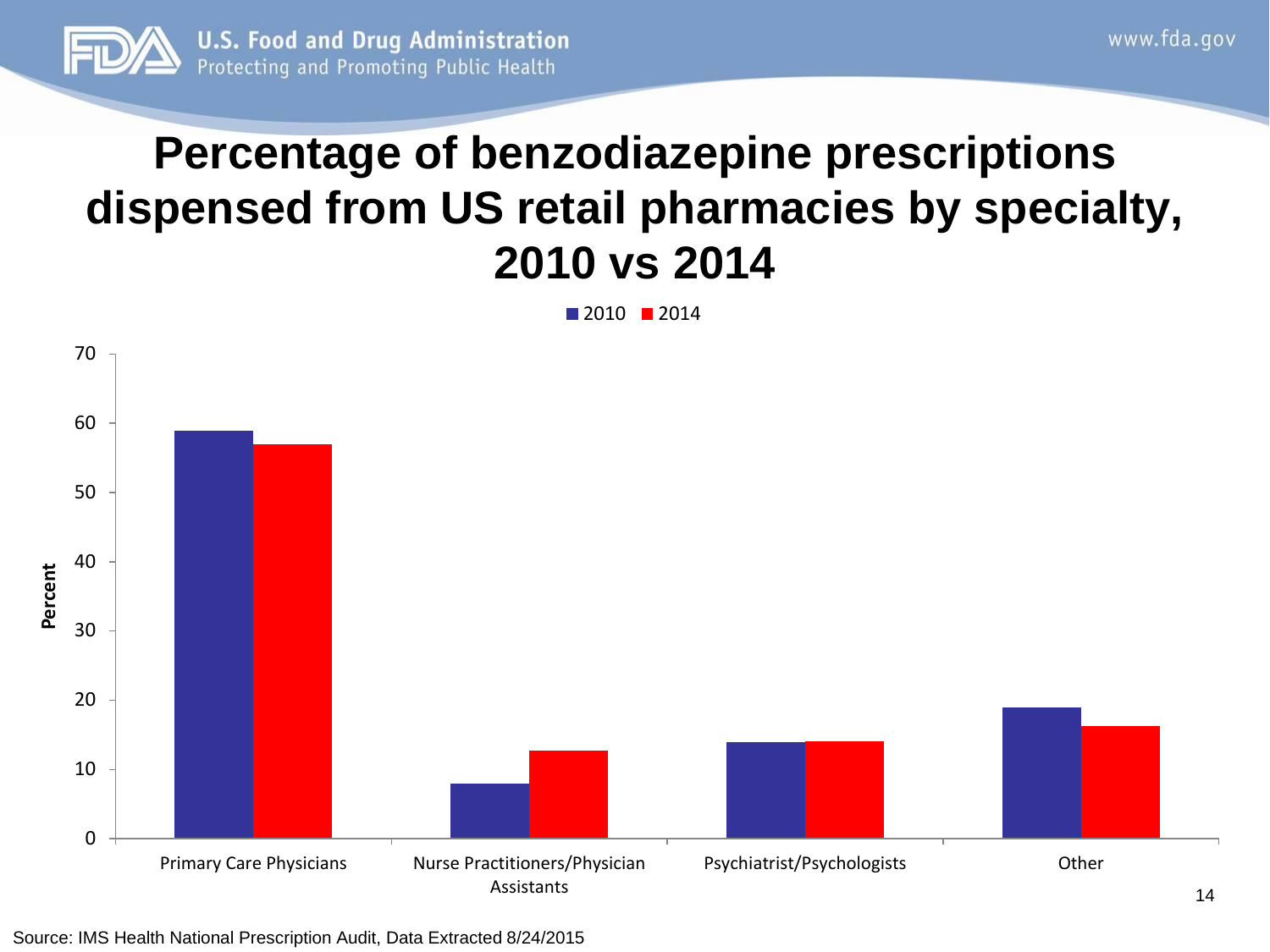# Percentage of benzodiazepine prescriptions dispensed from US retail pharmacies by specialty, 2010 vs 2014

■ 2010 ■ 2014

Percent

70
60
50
40
30
20
10
0

Primary Care Physicians | Nurse Practitioners/Physician Assistants | Psychiatrist/Psychologists | Other

Source: IMS Health National Prescription Audit, Data Extracted 8/24/2015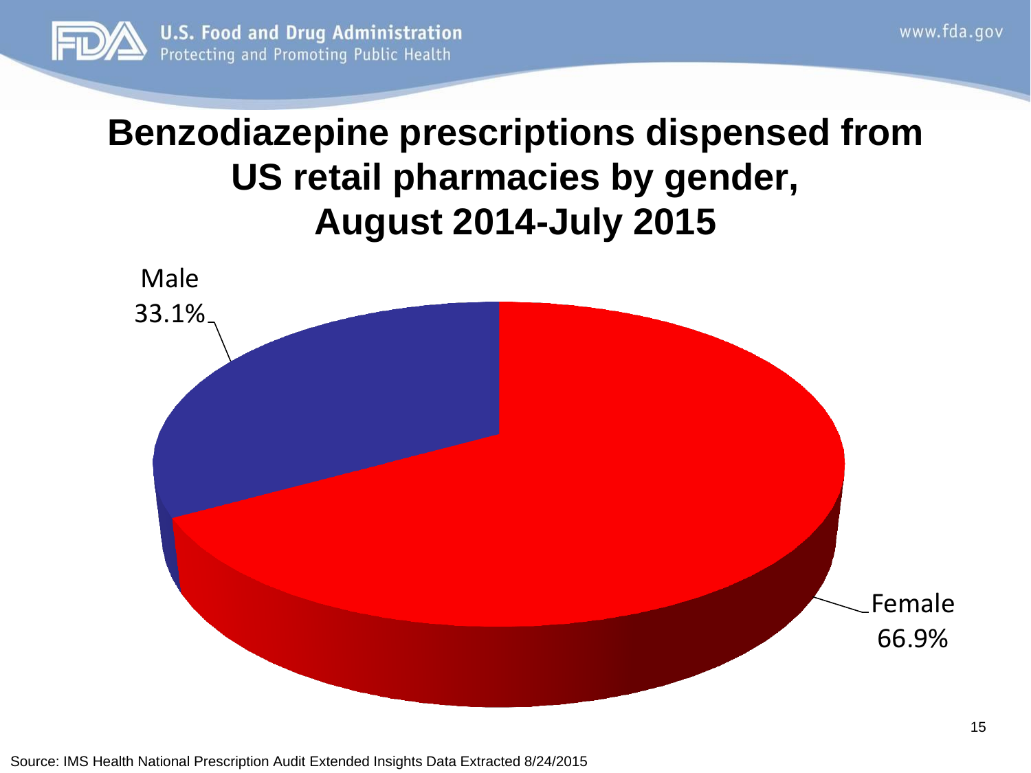# Benzodiazepine prescriptions dispensed from US retail pharmacies by gender, August 2014-July 2015

Male 33.1%

Female 66.9%

Source: IMS Health National Prescription Audit Extended Insights Data Extracted 8/24/2015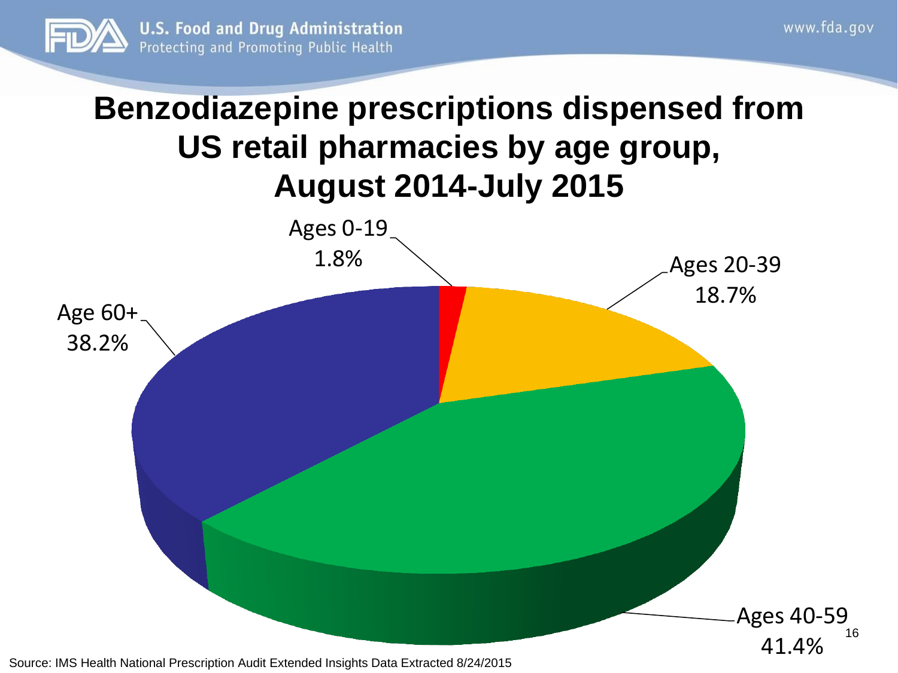# Benzodiazepine prescriptions dispensed from US retail pharmacies by age group, August 2014-July 2015

| Age group | Percentage |
|---|---|
| Ages 0-19 | 1.8% |
| Ages 20-39 | 18.7% |
| Ages 40-59 | 41.4% |
| Age 60+ | 38.2% |

Source: IMS Health National Prescription Audit Extended Insights Data Extracted 8/24/2015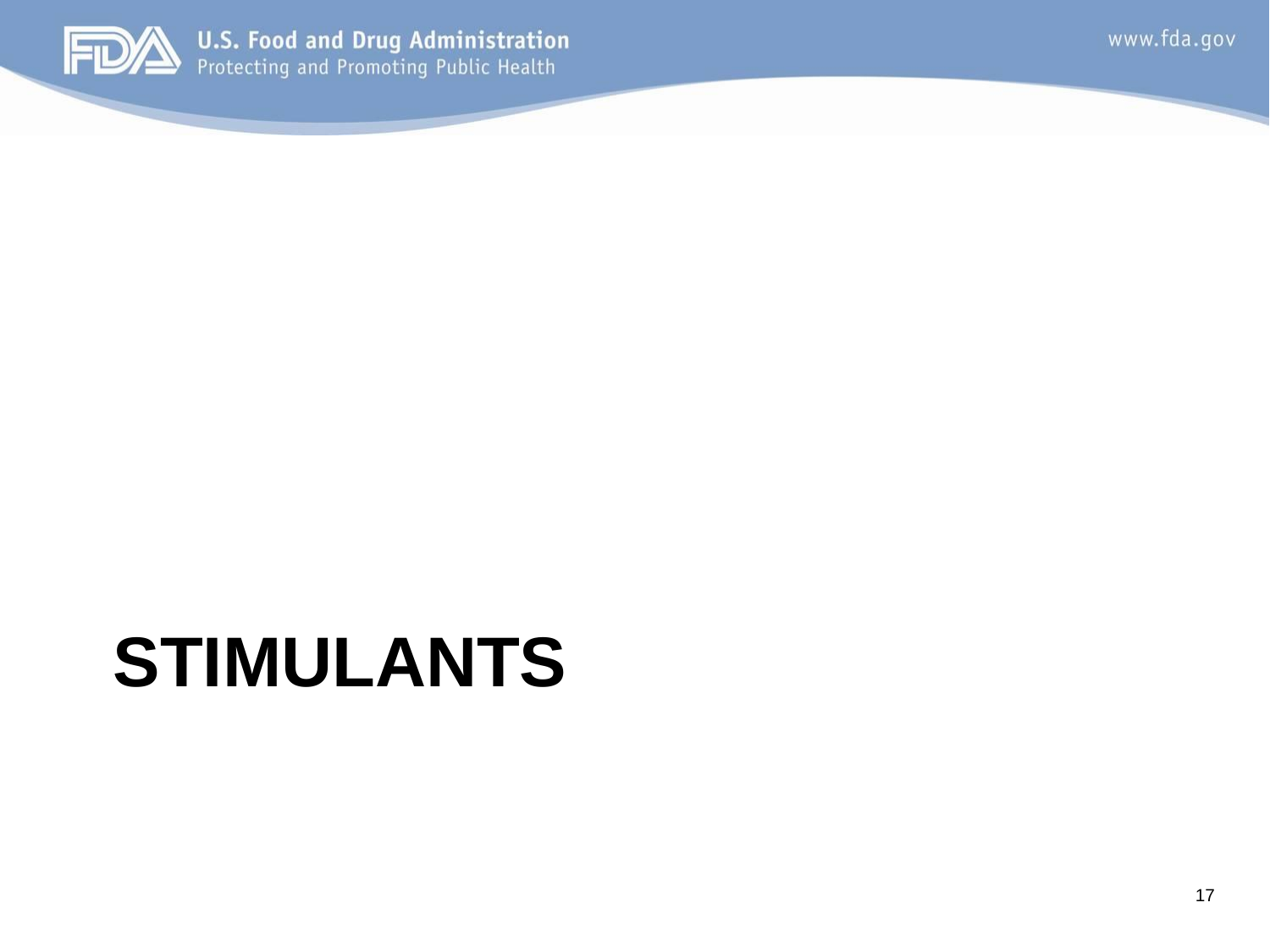# STIMULANTS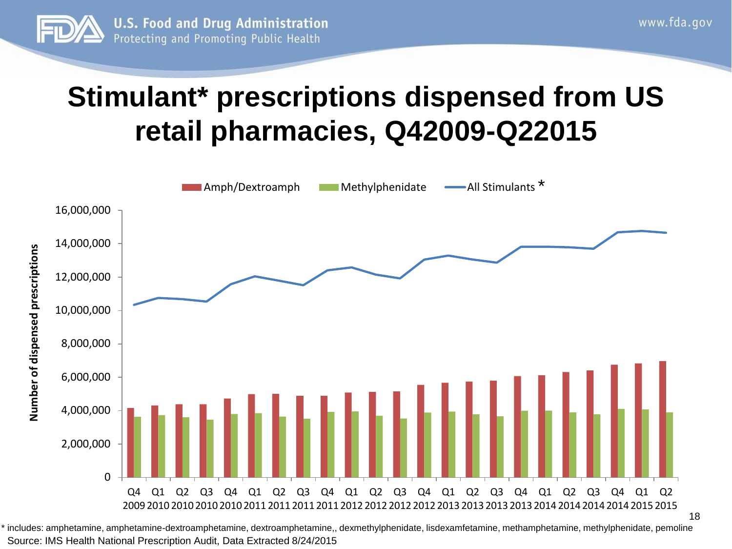# Stimulant* prescriptions dispensed from US retail pharmacies, Q42009-Q22015

* includes: amphetamine, amphetamine-dextroamphetamine, dextroamphetamine,, dexmethylphenidate, lisdexamfetamine, methamphetamine, methylphenidate, pemoline

Source: IMS Health National Prescription Audit, Data Extracted 8/24/2015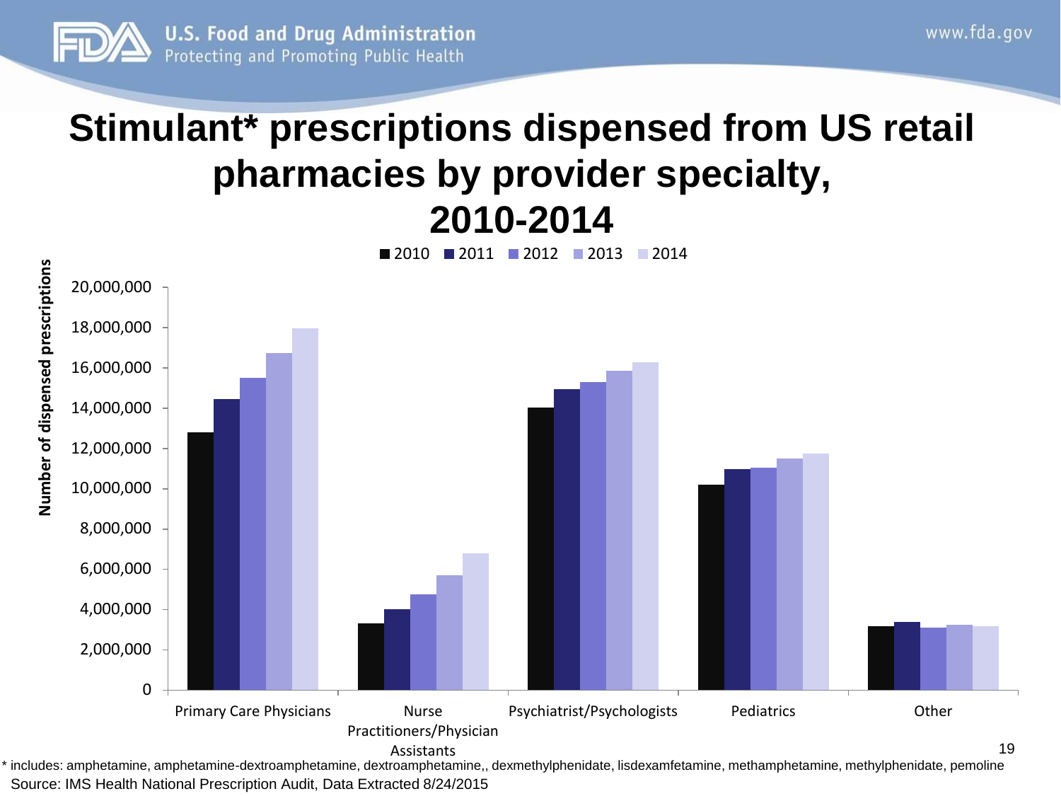# Stimulant* prescriptions dispensed from US retail pharmacies by provider specialty, 2010-2014

* includes: amphetamine, amphetamine-dextroamphetamine, dextroamphetamine,, dexmethylphenidate, lisdexamfetamine, methamphetamine, methylphenidate, pemoline

Source: IMS Health National Prescription Audit, Data Extracted 8/24/2015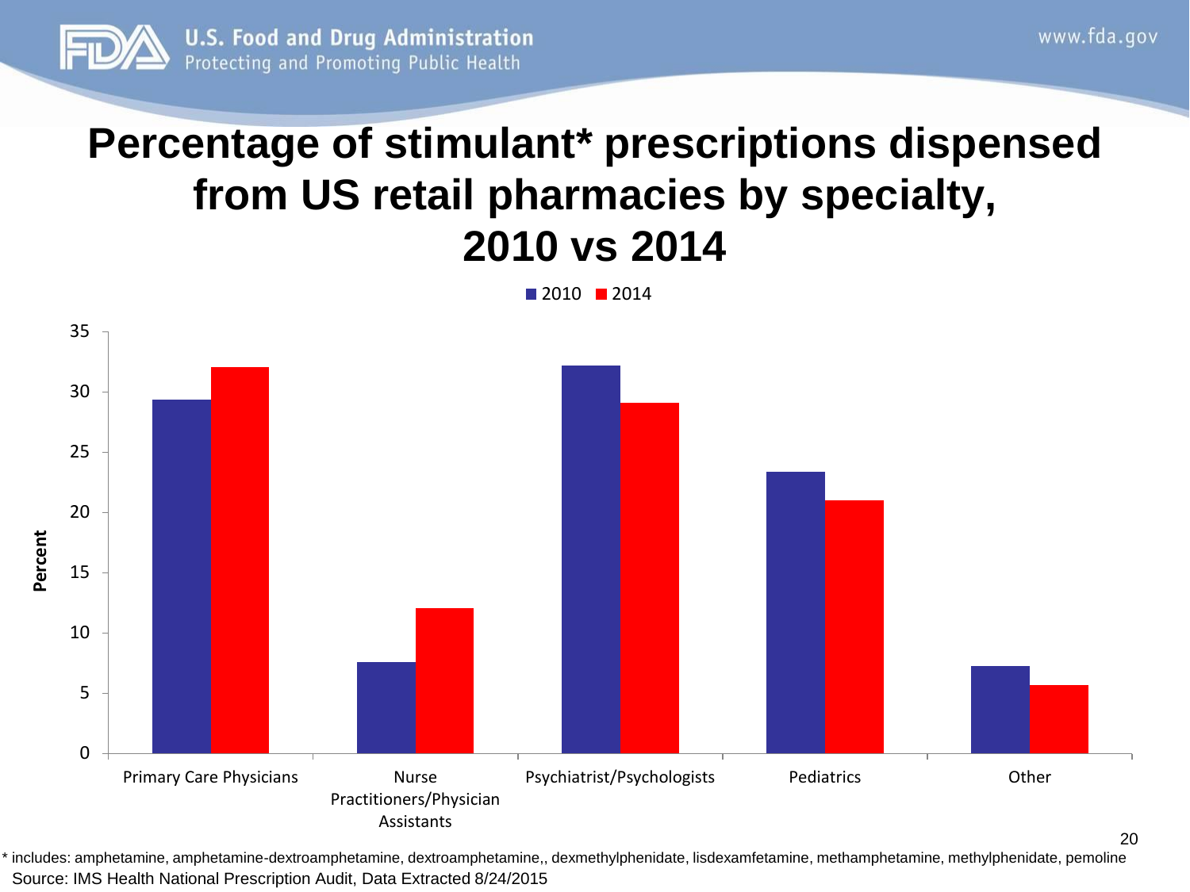# Percentage of stimulant* prescriptions dispensed from US retail pharmacies by specialty, 2010 vs 2014

\* includes: amphetamine, amphetamine-dextroamphetamine, dextroamphetamine,, dexmethylphenidate, lisdexamfetamine, methamphetamine, methylphenidate, pemoline

Source: IMS Health National Prescription Audit, Data Extracted 8/24/2015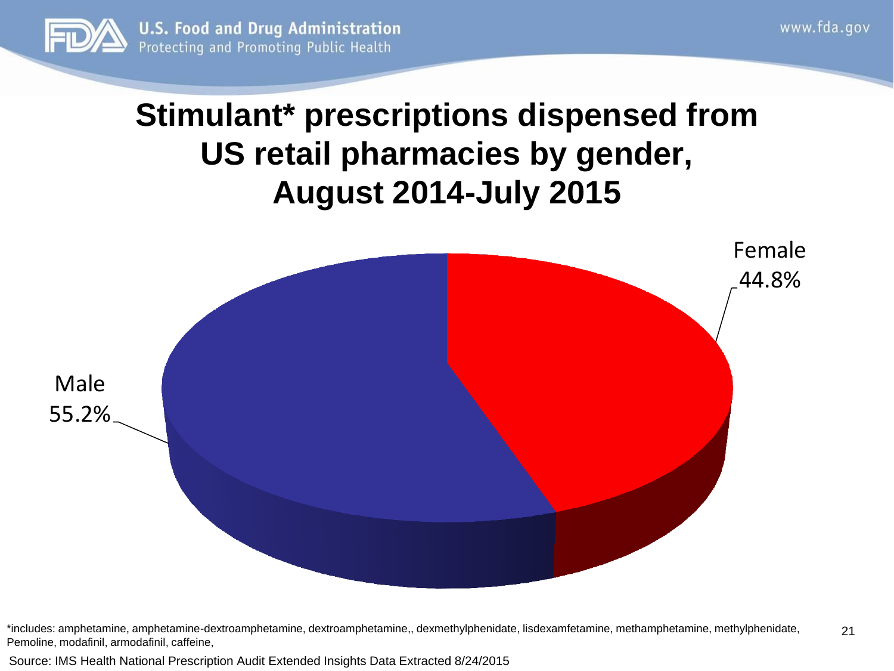# Stimulant* prescriptions dispensed from US retail pharmacies by gender, August 2014-July 2015

| Gender | Share |
| --- | --- |
| Female | 44.8% |
| Male | 55.2% |

*includes: amphetamine, amphetamine-dextroamphetamine, dextroamphetamine,, dexmethylphenidate, lisdexamfetamine, methamphetamine, methylphenidate, Pemoline, modafinil, armodafinil, caffeine,

Source: IMS Health National Prescription Audit Extended Insights Data Extracted 8/24/2015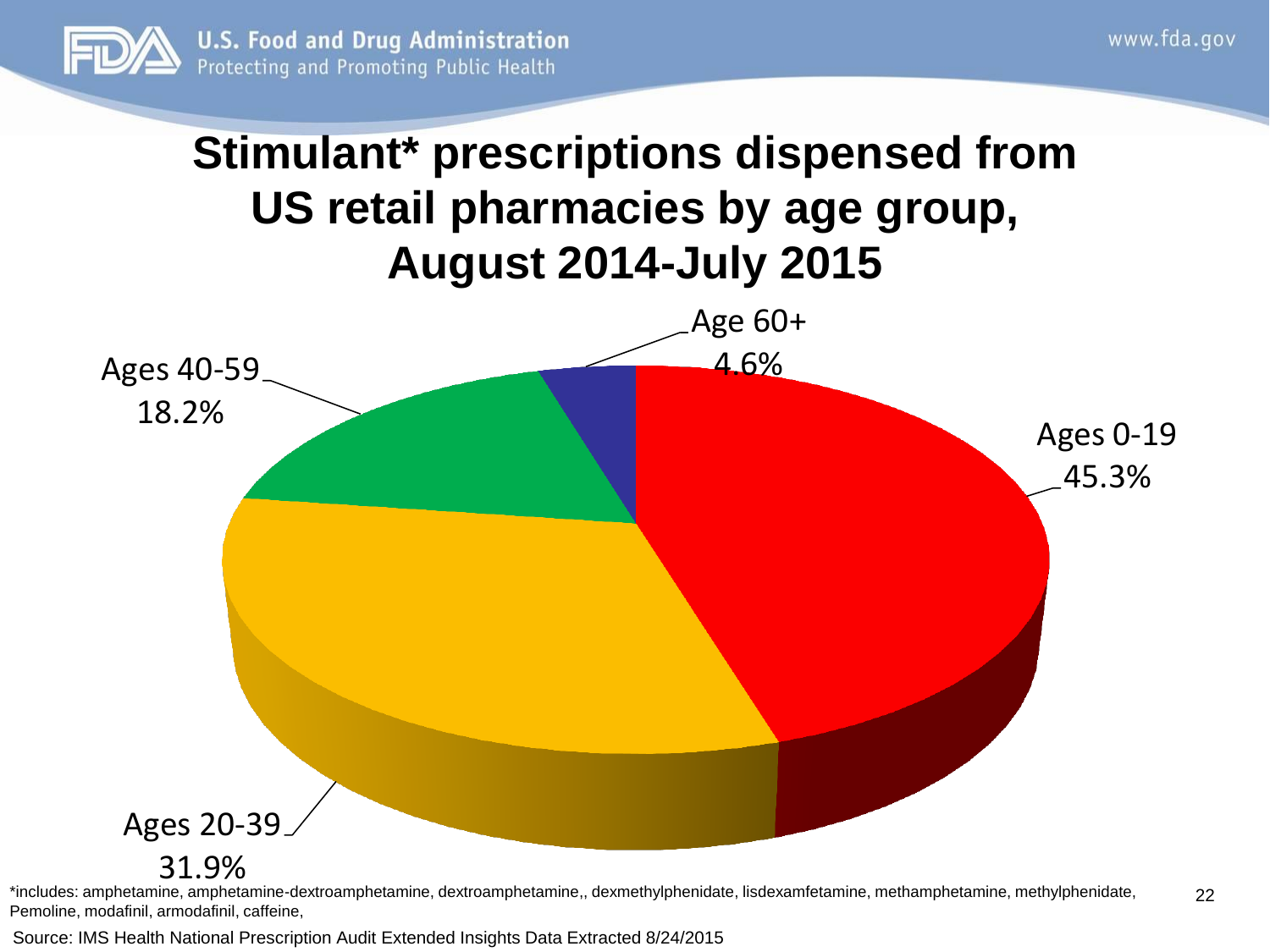# Stimulant* prescriptions dispensed from US retail pharmacies by age group, August 2014-July 2015

| Age group | Percentage |
|---|---|
| Ages 0-19 | 45.3% |
| Ages 20-39 | 31.9% |
| Ages 40-59 | 18.2% |
| Age 60+ | 4.6% |

*includes: amphetamine, amphetamine-dextroamphetamine, dextroamphetamine,, dexmethylphenidate, lisdexamfetamine, methamphetamine, methylphenidate, Pemoline, modafinil, armodafinil, caffeine,

Source: IMS Health National Prescription Audit Extended Insights Data Extracted 8/24/2015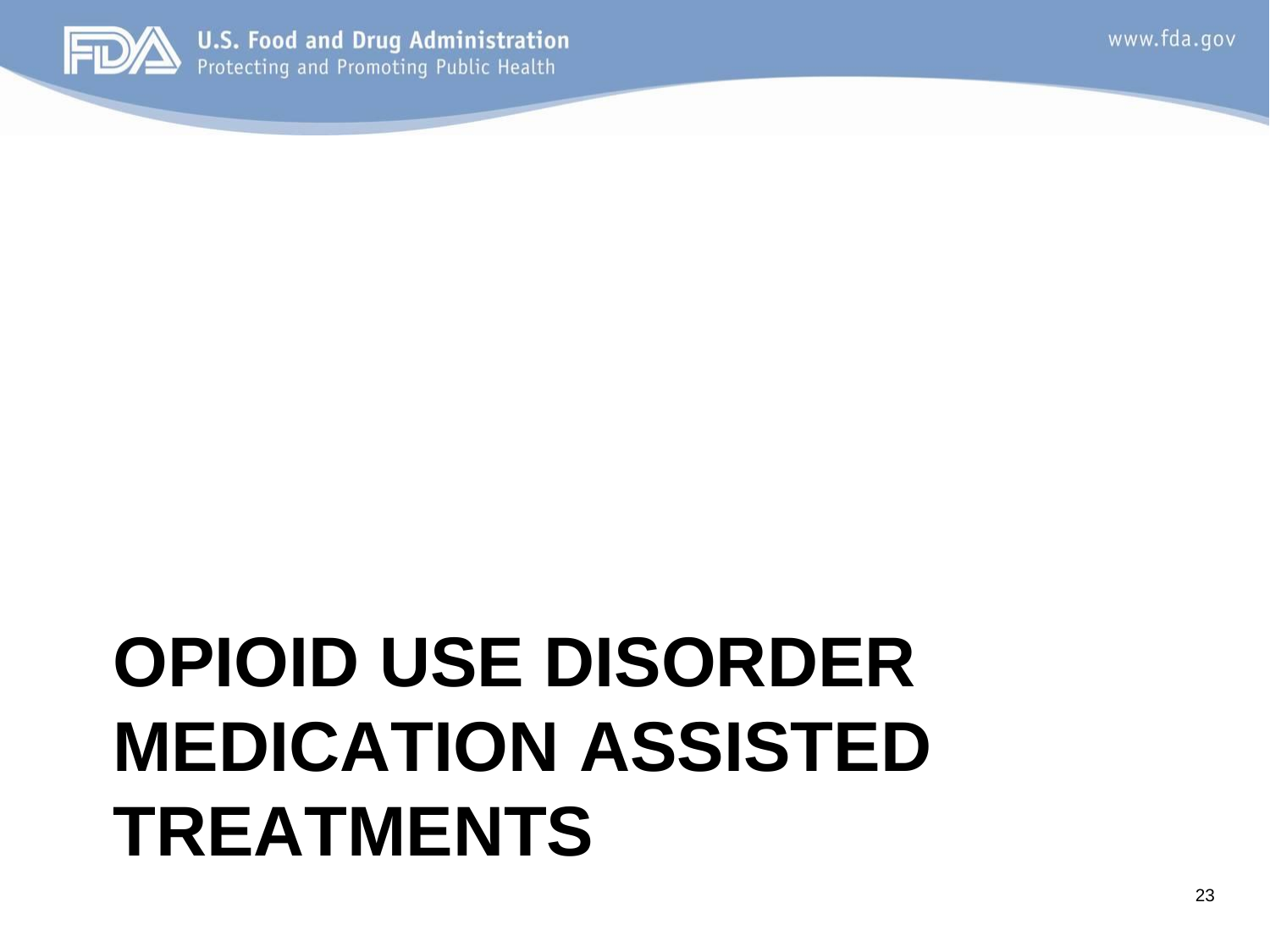# OPIOID USE DISORDER MEDICATION ASSISTED TREATMENTS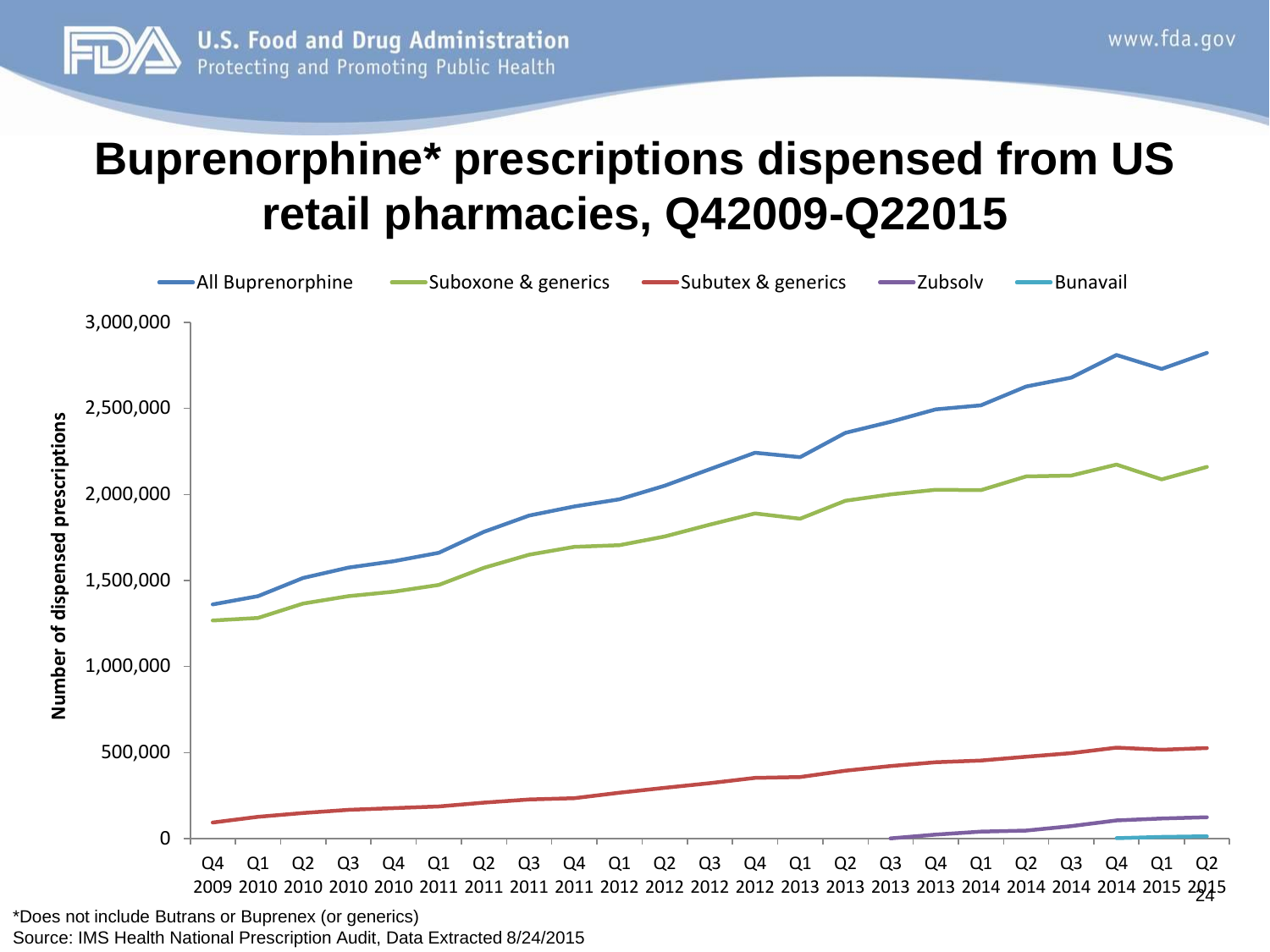# Buprenorphine* prescriptions dispensed from US retail pharmacies, Q42009-Q22015

All Buprenorphine | Suboxone & generics | Subutex & generics | Zubsolv | Bunavail

Number of dispensed prescriptions

3,000,000
2,500,000
2,000,000
1,500,000
1,000,000
500,000
0

Q4 2009, Q1 2010, Q2 2010, Q3 2010, Q4 2010, Q1 2011, Q2 2011, Q3 2011, Q4 2011, Q1 2012, Q2 2012, Q3 2012, Q4 2012, Q1 2013, Q2 2013, Q3 2013, Q4 2013, Q1 2014, Q2 2014, Q3 2014, Q4 2014, Q1 2015, Q2 2015

*Does not include Butrans or Buprenex (or generics)

Source: IMS Health National Prescription Audit, Data Extracted 8/24/2015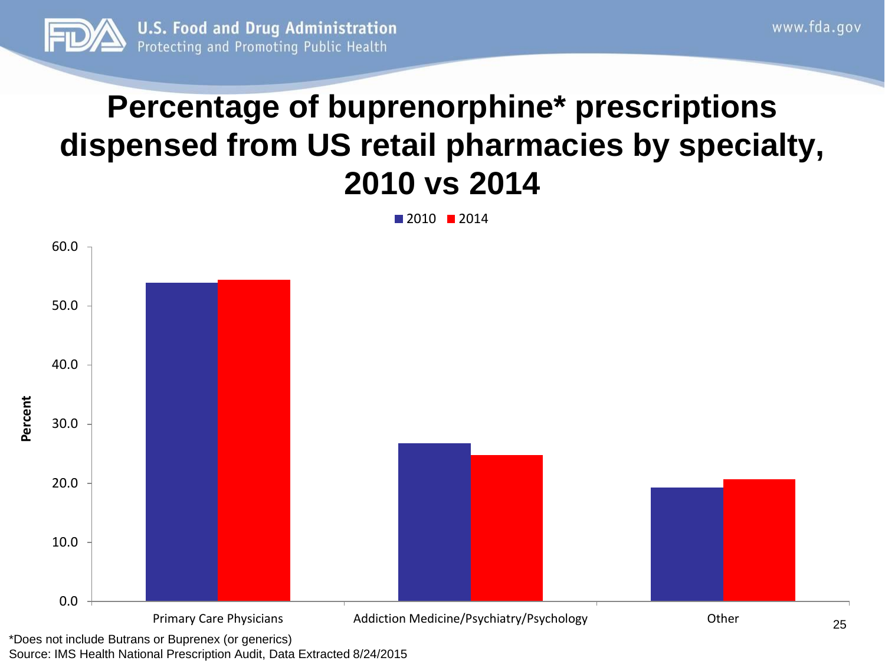# Percentage of buprenorphine* prescriptions dispensed from US retail pharmacies by specialty, 2010 vs 2014

■ 2010 ■ 2014

Percent

60.0
50.0
40.0
30.0
20.0
10.0
0.0

Primary Care Physicians | Addiction Medicine/Psychiatry/Psychology | Other

*Does not include Butrans or Buprenex (or generics)

Source: IMS Health National Prescription Audit, Data Extracted 8/24/2015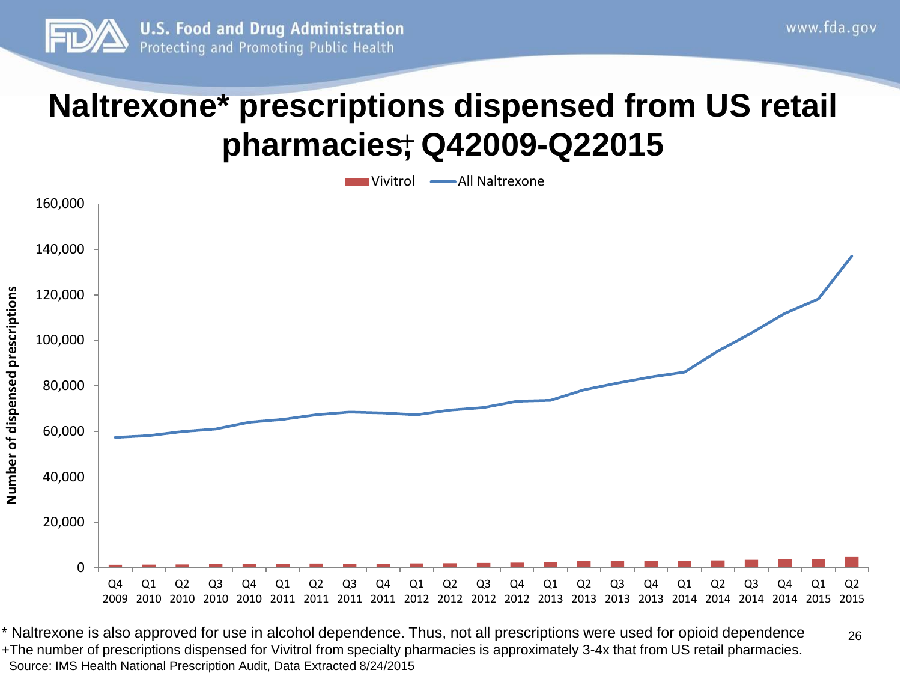# Naltrexone* prescriptions dispensed from US retail pharmacies+, Q42009-Q22015

\* Naltrexone is also approved for use in alcohol dependence. Thus, not all prescriptions were used for opioid dependence

+The number of prescriptions dispensed for Vivitrol from specialty pharmacies is approximately 3-4x that from US retail pharmacies.

Source: IMS Health National Prescription Audit, Data Extracted 8/24/2015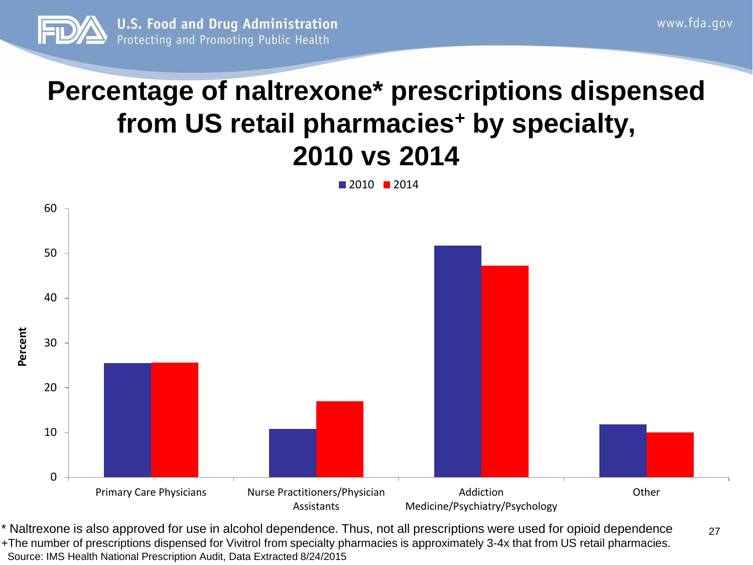# Percentage of naltrexone* prescriptions dispensed from US retail pharmacies+ by specialty, 2010 vs 2014

* Naltrexone is also approved for use in alcohol dependence. Thus, not all prescriptions were used for opioid dependence

+The number of prescriptions dispensed for Vivitrol from specialty pharmacies is approximately 3-4x that from US retail pharmacies.

Source: IMS Health National Prescription Audit, Data Extracted 8/24/2015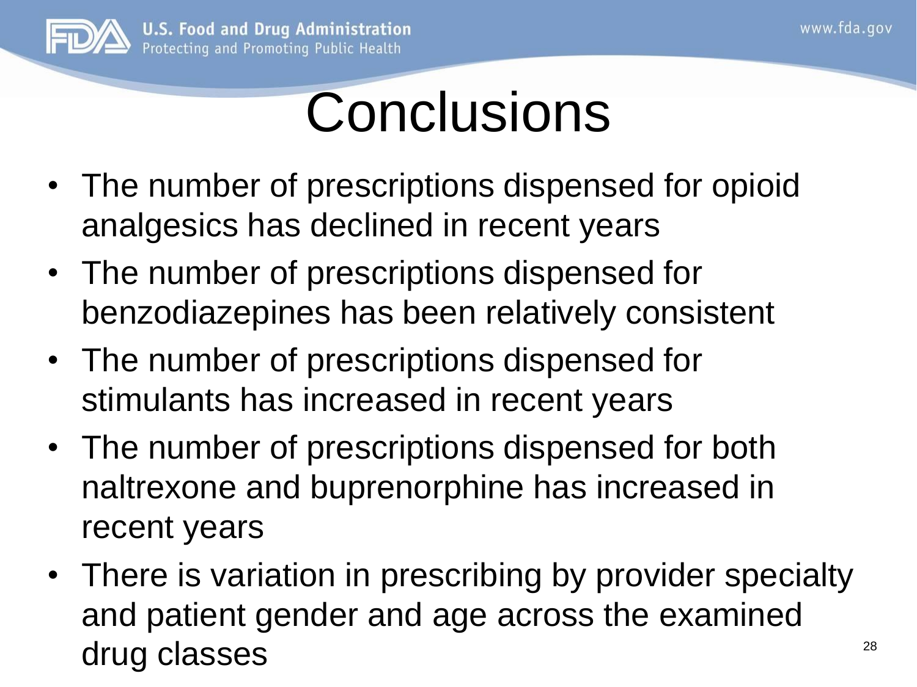# Conclusions

- The number of prescriptions dispensed for opioid analgesics has declined in recent years
- The number of prescriptions dispensed for benzodiazepines has been relatively consistent
- The number of prescriptions dispensed for stimulants has increased in recent years
- The number of prescriptions dispensed for both naltrexone and buprenorphine has increased in recent years
- There is variation in prescribing by provider specialty and patient gender and age across the examined drug classes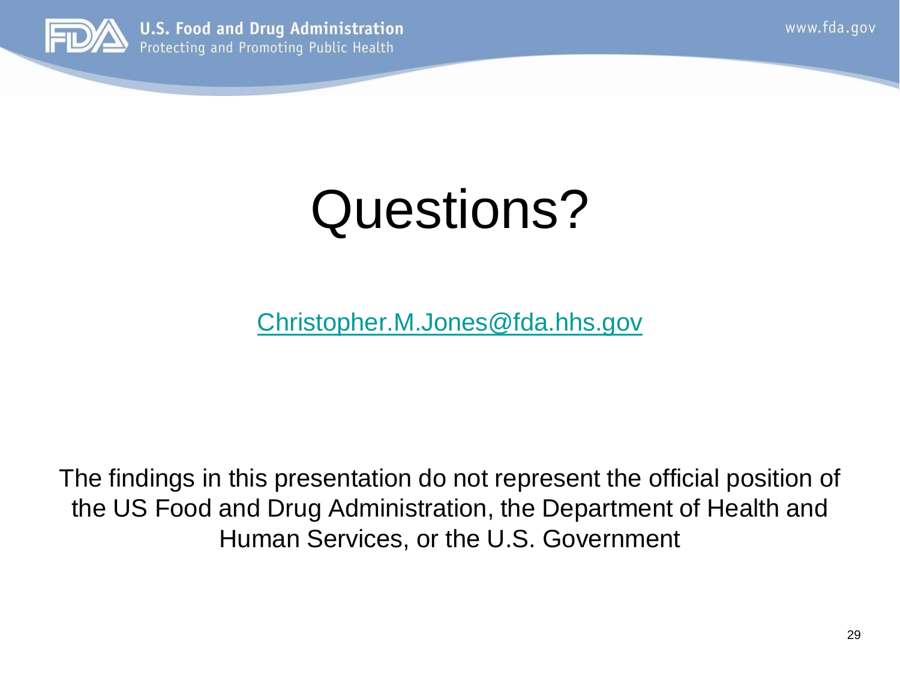# Questions?

Christopher.M.Jones@fda.hhs.gov

The findings in this presentation do not represent the official position of the US Food and Drug Administration, the Department of Health and Human Services, or the U.S. Government